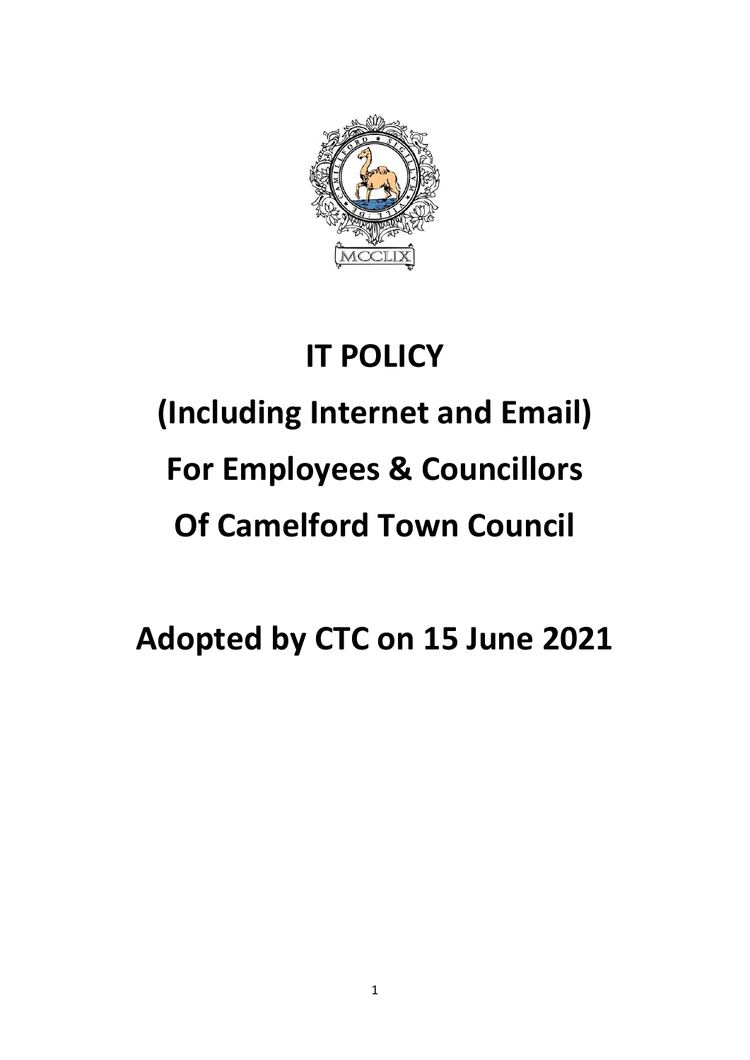# IT POLICY

# (Including Internet and Email)

# For Employees & Councillors

# Of Camelford Town Council

# Adopted by CTC on 15 June 2021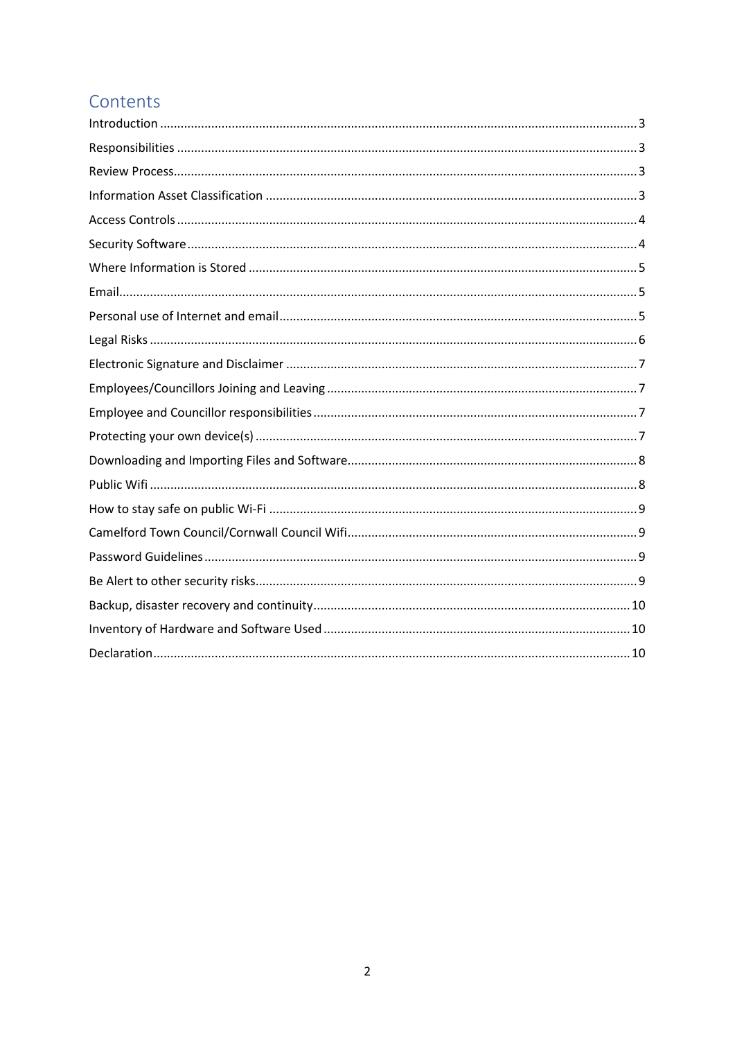## Contents

Introduction ... 3
Responsibilities ... 3
Review Process ... 3
Information Asset Classification ... 3
Access Controls ... 4
Security Software ... 4
Where Information is Stored ... 5
Email ... 5
Personal use of Internet and email ... 5
Legal Risks ... 6
Electronic Signature and Disclaimer ... 7
Employees/Councillors Joining and Leaving ... 7
Employee and Councillor responsibilities ... 7
Protecting your own device(s) ... 7
Downloading and Importing Files and Software ... 8
Public Wifi ... 8
How to stay safe on public Wi-Fi ... 9
Camelford Town Council/Cornwall Council Wifi ... 9
Password Guidelines ... 9
Be Alert to other security risks ... 9
Backup, disaster recovery and continuity ... 10
Inventory of Hardware and Software Used ... 10
Declaration ... 10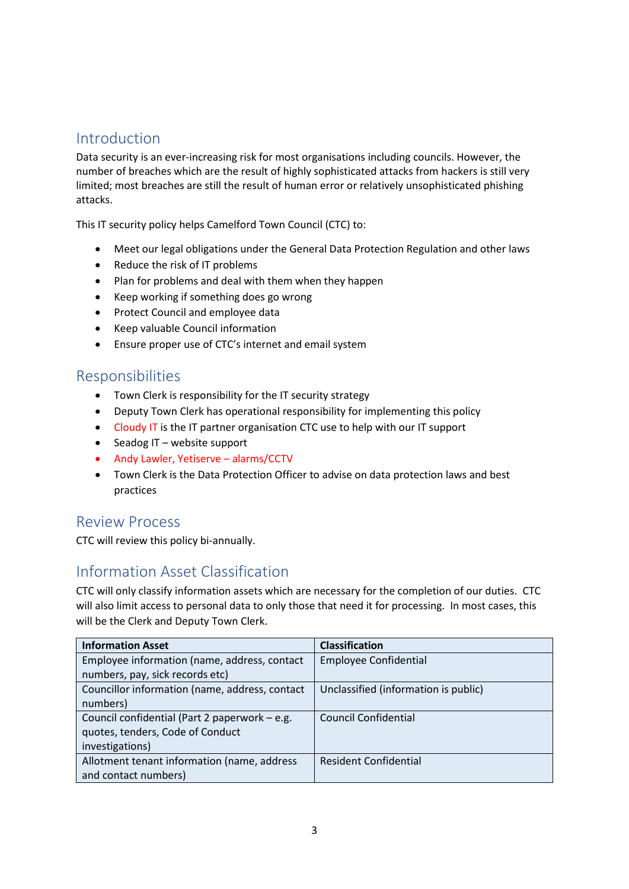## Introduction

Data security is an ever-increasing risk for most organisations including councils. However, the number of breaches which are the result of highly sophisticated attacks from hackers is still very limited; most breaches are still the result of human error or relatively unsophisticated phishing attacks.

This IT security policy helps Camelford Town Council (CTC) to:

- Meet our legal obligations under the General Data Protection Regulation and other laws
- Reduce the risk of IT problems
- Plan for problems and deal with them when they happen
- Keep working if something does go wrong
- Protect Council and employee data
- Keep valuable Council information
- Ensure proper use of CTC's internet and email system

## Responsibilities

- Town Clerk is responsibility for the IT security strategy
- Deputy Town Clerk has operational responsibility for implementing this policy
- Cloudy IT is the IT partner organisation CTC use to help with our IT support
- Seadog IT – website support
- Andy Lawler, Yetiserve – alarms/CCTV
- Town Clerk is the Data Protection Officer to advise on data protection laws and best practices

## Review Process

CTC will review this policy bi-annually.

## Information Asset Classification

CTC will only classify information assets which are necessary for the completion of our duties. CTC will also limit access to personal data to only those that need it for processing. In most cases, this will be the Clerk and Deputy Town Clerk.

| Information Asset | Classification |
|---|---|
| Employee information (name, address, contact numbers, pay, sick records etc) | Employee Confidential |
| Councillor information (name, address, contact numbers) | Unclassified (information is public) |
| Council confidential (Part 2 paperwork – e.g. quotes, tenders, Code of Conduct investigations) | Council Confidential |
| Allotment tenant information (name, address and contact numbers) | Resident Confidential |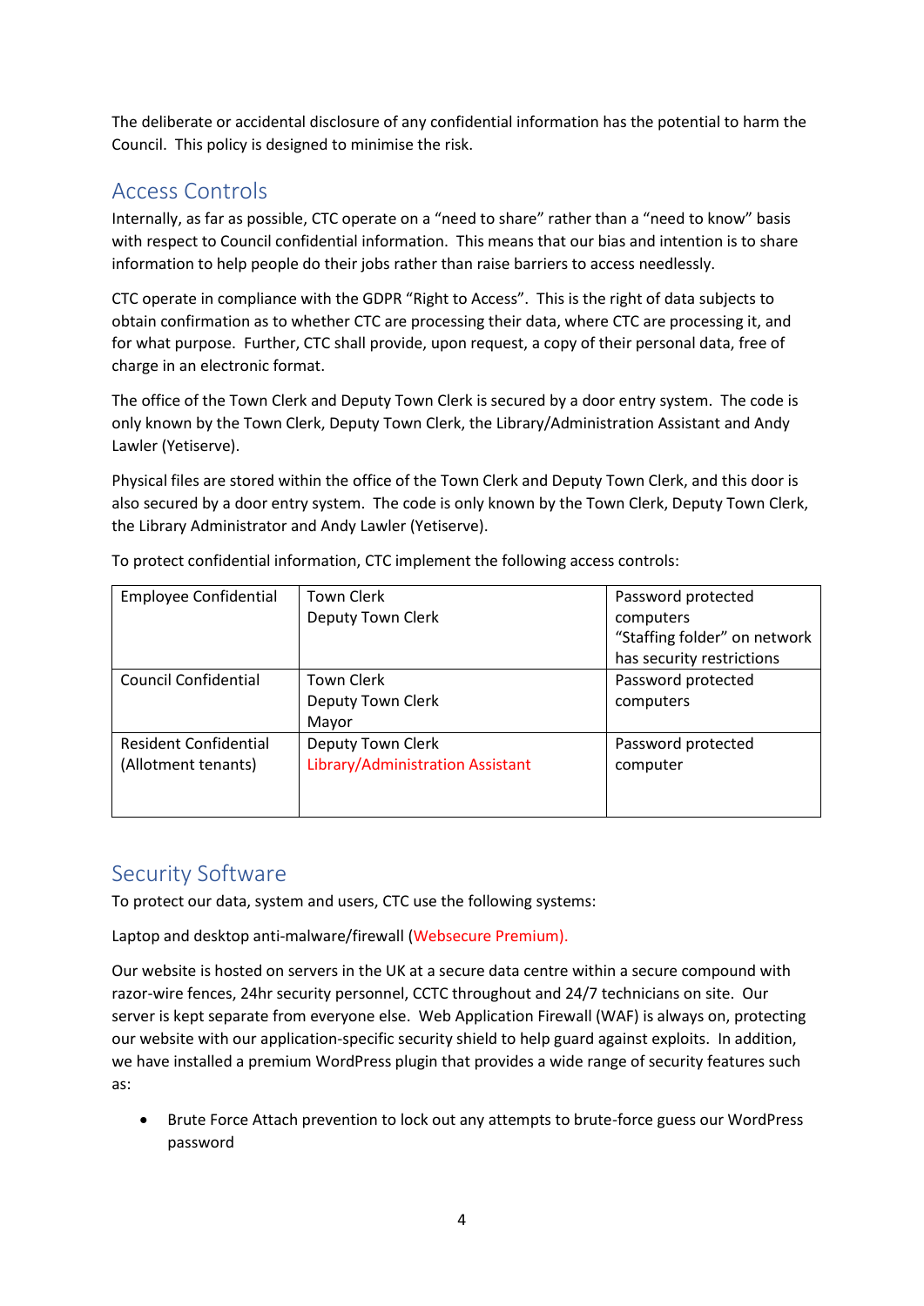The deliberate or accidental disclosure of any confidential information has the potential to harm the Council. This policy is designed to minimise the risk.

## Access Controls

Internally, as far as possible, CTC operate on a "need to share" rather than a "need to know" basis with respect to Council confidential information. This means that our bias and intention is to share information to help people do their jobs rather than raise barriers to access needlessly.

CTC operate in compliance with the GDPR "Right to Access". This is the right of data subjects to obtain confirmation as to whether CTC are processing their data, where CTC are processing it, and for what purpose. Further, CTC shall provide, upon request, a copy of their personal data, free of charge in an electronic format.

The office of the Town Clerk and Deputy Town Clerk is secured by a door entry system. The code is only known by the Town Clerk, Deputy Town Clerk, the Library/Administration Assistant and Andy Lawler (Yetiserve).

Physical files are stored within the office of the Town Clerk and Deputy Town Clerk, and this door is also secured by a door entry system. The code is only known by the Town Clerk, Deputy Town Clerk, the Library Administrator and Andy Lawler (Yetiserve).

To protect confidential information, CTC implement the following access controls:

| | | |
|---|---|---|
| Employee Confidential | Town Clerk<br>Deputy Town Clerk | Password protected computers<br>"Staffing folder" on network has security restrictions |
| Council Confidential | Town Clerk<br>Deputy Town Clerk<br>Mayor | Password protected computers |
| Resident Confidential (Allotment tenants) | Deputy Town Clerk<br>Library/Administration Assistant | Password protected computer |

## Security Software

To protect our data, system and users, CTC use the following systems:

Laptop and desktop anti-malware/firewall (Websecure Premium).

Our website is hosted on servers in the UK at a secure data centre within a secure compound with razor-wire fences, 24hr security personnel, CCTC throughout and 24/7 technicians on site. Our server is kept separate from everyone else. Web Application Firewall (WAF) is always on, protecting our website with our application-specific security shield to help guard against exploits. In addition, we have installed a premium WordPress plugin that provides a wide range of security features such as:

- Brute Force Attach prevention to lock out any attempts to brute-force guess our WordPress password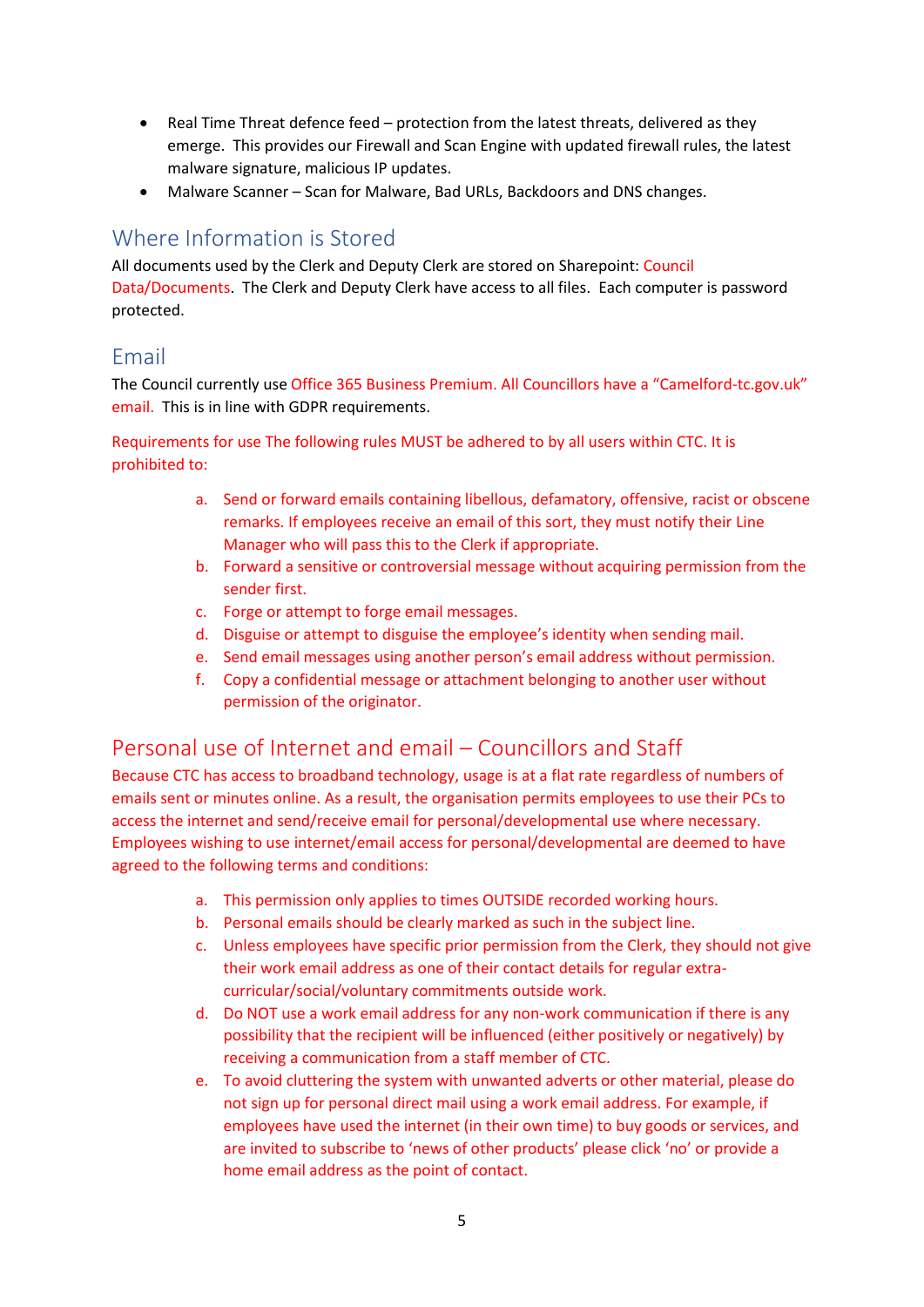- Real Time Threat defence feed – protection from the latest threats, delivered as they emerge. This provides our Firewall and Scan Engine with updated firewall rules, the latest malware signature, malicious IP updates.
- Malware Scanner – Scan for Malware, Bad URLs, Backdoors and DNS changes.

## Where Information is Stored

All documents used by the Clerk and Deputy Clerk are stored on Sharepoint: Council Data/Documents. The Clerk and Deputy Clerk have access to all files. Each computer is password protected.

## Email

The Council currently use Office 365 Business Premium. All Councillors have a "Camelford-tc.gov.uk" email. This is in line with GDPR requirements.

Requirements for use The following rules MUST be adhered to by all users within CTC. It is prohibited to:

a. Send or forward emails containing libellous, defamatory, offensive, racist or obscene remarks. If employees receive an email of this sort, they must notify their Line Manager who will pass this to the Clerk if appropriate.
b. Forward a sensitive or controversial message without acquiring permission from the sender first.
c. Forge or attempt to forge email messages.
d. Disguise or attempt to disguise the employee's identity when sending mail.
e. Send email messages using another person's email address without permission.
f. Copy a confidential message or attachment belonging to another user without permission of the originator.

## Personal use of Internet and email – Councillors and Staff

Because CTC has access to broadband technology, usage is at a flat rate regardless of numbers of emails sent or minutes online. As a result, the organisation permits employees to use their PCs to access the internet and send/receive email for personal/developmental use where necessary. Employees wishing to use internet/email access for personal/developmental are deemed to have agreed to the following terms and conditions:

a. This permission only applies to times OUTSIDE recorded working hours.
b. Personal emails should be clearly marked as such in the subject line.
c. Unless employees have specific prior permission from the Clerk, they should not give their work email address as one of their contact details for regular extra-curricular/social/voluntary commitments outside work.
d. Do NOT use a work email address for any non-work communication if there is any possibility that the recipient will be influenced (either positively or negatively) by receiving a communication from a staff member of CTC.
e. To avoid cluttering the system with unwanted adverts or other material, please do not sign up for personal direct mail using a work email address. For example, if employees have used the internet (in their own time) to buy goods or services, and are invited to subscribe to 'news of other products' please click 'no' or provide a home email address as the point of contact.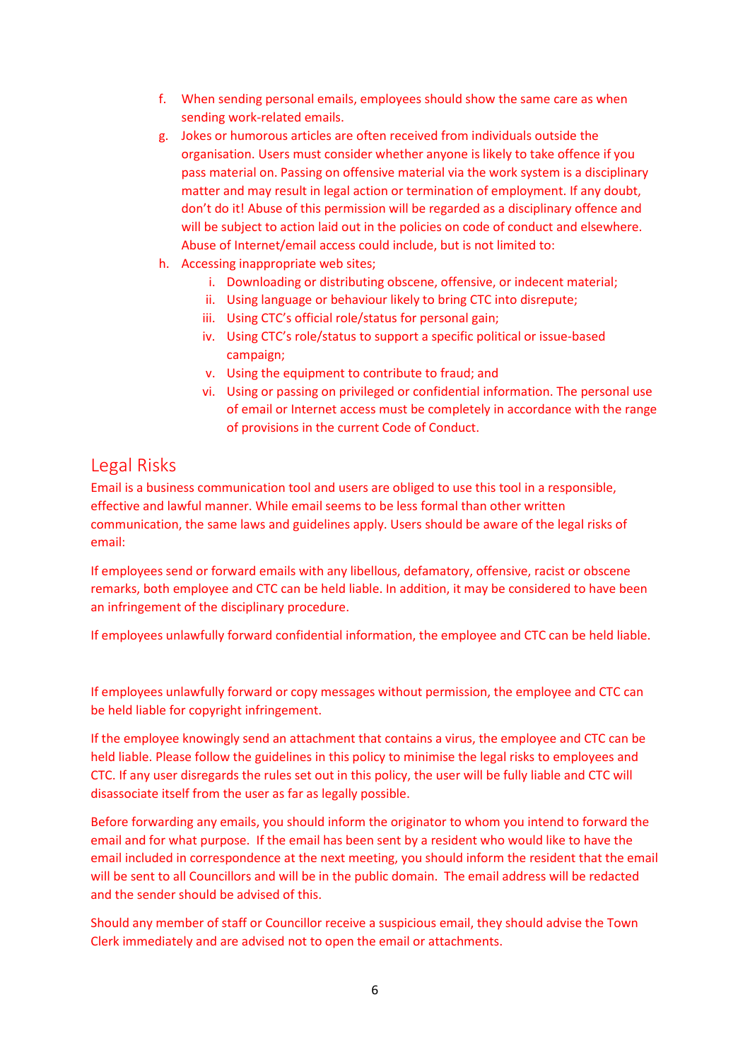f. When sending personal emails, employees should show the same care as when sending work-related emails.

g. Jokes or humorous articles are often received from individuals outside the organisation. Users must consider whether anyone is likely to take offence if you pass material on. Passing on offensive material via the work system is a disciplinary matter and may result in legal action or termination of employment. If any doubt, don't do it! Abuse of this permission will be regarded as a disciplinary offence and will be subject to action laid out in the policies on code of conduct and elsewhere. Abuse of Internet/email access could include, but is not limited to:

h. Accessing inappropriate web sites;

    i. Downloading or distributing obscene, offensive, or indecent material;
    ii. Using language or behaviour likely to bring CTC into disrepute;
    iii. Using CTC's official role/status for personal gain;
    iv. Using CTC's role/status to support a specific political or issue-based campaign;
    v. Using the equipment to contribute to fraud; and
    vi. Using or passing on privileged or confidential information. The personal use of email or Internet access must be completely in accordance with the range of provisions in the current Code of Conduct.

## Legal Risks

Email is a business communication tool and users are obliged to use this tool in a responsible, effective and lawful manner. While email seems to be less formal than other written communication, the same laws and guidelines apply. Users should be aware of the legal risks of email:

If employees send or forward emails with any libellous, defamatory, offensive, racist or obscene remarks, both employee and CTC can be held liable. In addition, it may be considered to have been an infringement of the disciplinary procedure.

If employees unlawfully forward confidential information, the employee and CTC can be held liable.

If employees unlawfully forward or copy messages without permission, the employee and CTC can be held liable for copyright infringement.

If the employee knowingly send an attachment that contains a virus, the employee and CTC can be held liable. Please follow the guidelines in this policy to minimise the legal risks to employees and CTC. If any user disregards the rules set out in this policy, the user will be fully liable and CTC will disassociate itself from the user as far as legally possible.

Before forwarding any emails, you should inform the originator to whom you intend to forward the email and for what purpose. If the email has been sent by a resident who would like to have the email included in correspondence at the next meeting, you should inform the resident that the email will be sent to all Councillors and will be in the public domain. The email address will be redacted and the sender should be advised of this.

Should any member of staff or Councillor receive a suspicious email, they should advise the Town Clerk immediately and are advised not to open the email or attachments.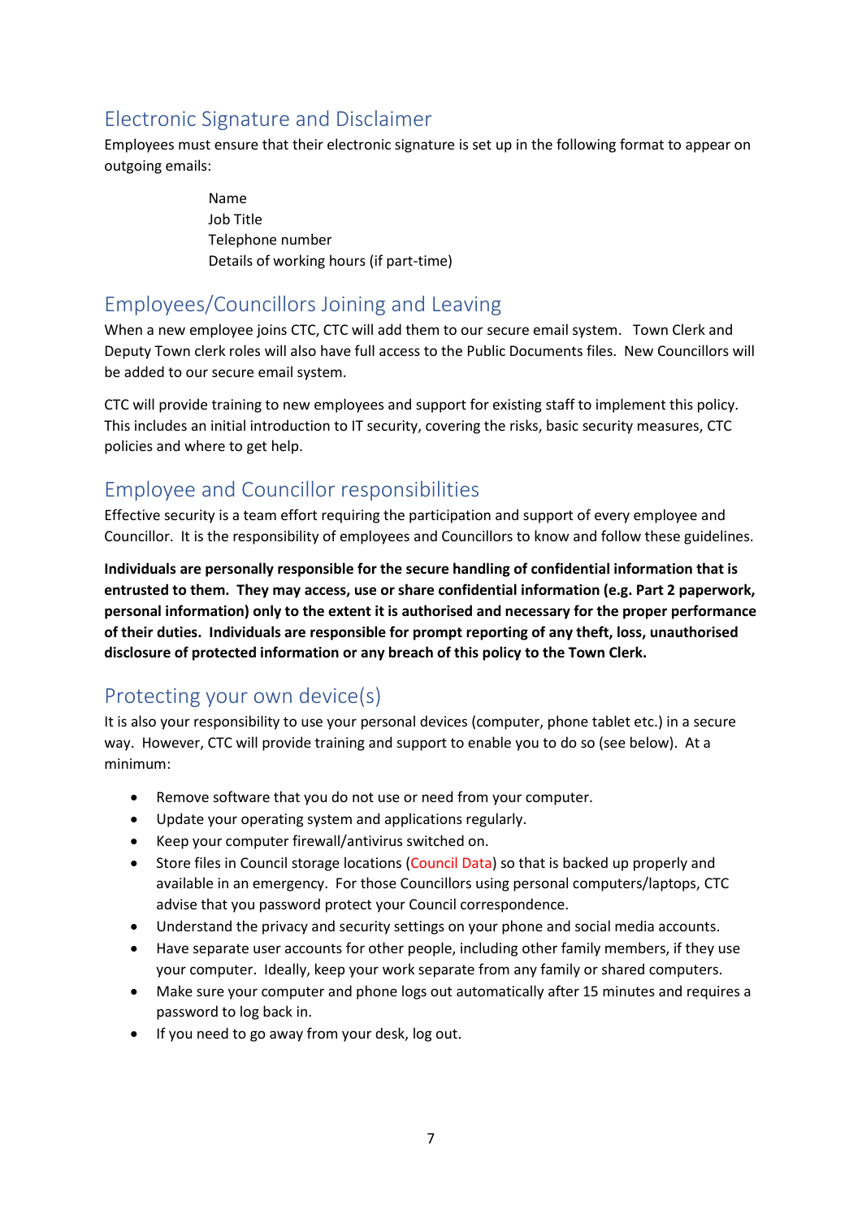## Electronic Signature and Disclaimer

Employees must ensure that their electronic signature is set up in the following format to appear on outgoing emails:

Name
Job Title
Telephone number
Details of working hours (if part-time)

## Employees/Councillors Joining and Leaving

When a new employee joins CTC, CTC will add them to our secure email system. Town Clerk and Deputy Town clerk roles will also have full access to the Public Documents files. New Councillors will be added to our secure email system.

CTC will provide training to new employees and support for existing staff to implement this policy. This includes an initial introduction to IT security, covering the risks, basic security measures, CTC policies and where to get help.

## Employee and Councillor responsibilities

Effective security is a team effort requiring the participation and support of every employee and Councillor. It is the responsibility of employees and Councillors to know and follow these guidelines.

**Individuals are personally responsible for the secure handling of confidential information that is entrusted to them. They may access, use or share confidential information (e.g. Part 2 paperwork, personal information) only to the extent it is authorised and necessary for the proper performance of their duties. Individuals are responsible for prompt reporting of any theft, loss, unauthorised disclosure of protected information or any breach of this policy to the Town Clerk.**

## Protecting your own device(s)

It is also your responsibility to use your personal devices (computer, phone tablet etc.) in a secure way. However, CTC will provide training and support to enable you to do so (see below). At a minimum:

- Remove software that you do not use or need from your computer.
- Update your operating system and applications regularly.
- Keep your computer firewall/antivirus switched on.
- Store files in Council storage locations (Council Data) so that is backed up properly and available in an emergency. For those Councillors using personal computers/laptops, CTC advise that you password protect your Council correspondence.
- Understand the privacy and security settings on your phone and social media accounts.
- Have separate user accounts for other people, including other family members, if they use your computer. Ideally, keep your work separate from any family or shared computers.
- Make sure your computer and phone logs out automatically after 15 minutes and requires a password to log back in.
- If you need to go away from your desk, log out.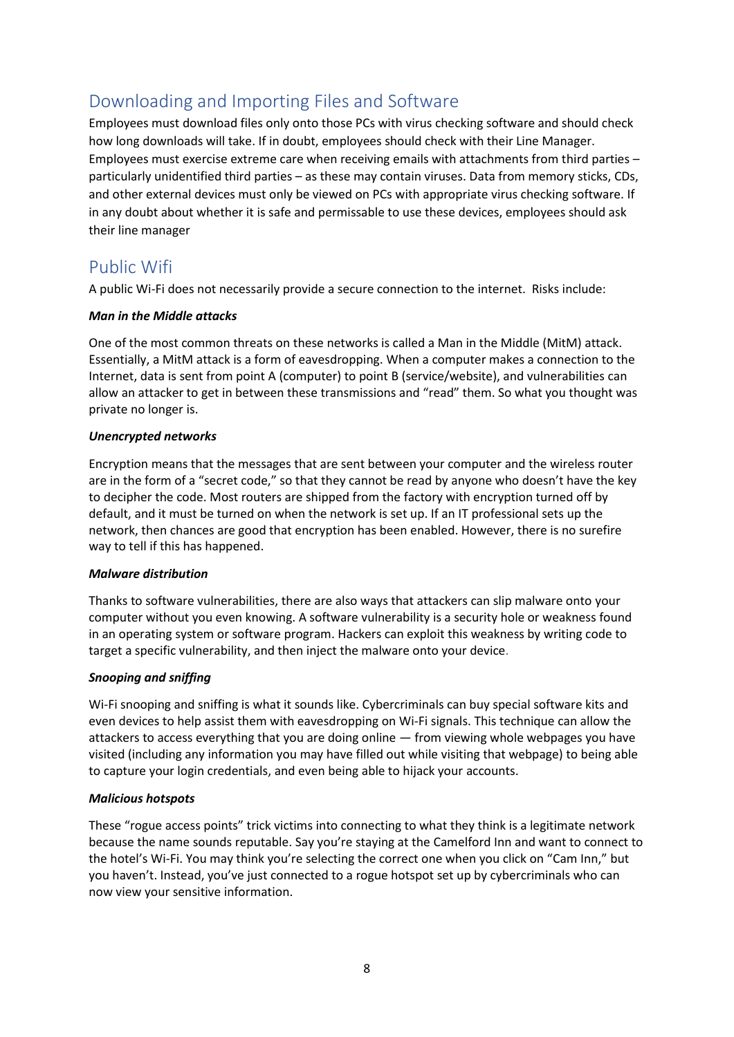## Downloading and Importing Files and Software

Employees must download files only onto those PCs with virus checking software and should check how long downloads will take. If in doubt, employees should check with their Line Manager. Employees must exercise extreme care when receiving emails with attachments from third parties – particularly unidentified third parties – as these may contain viruses. Data from memory sticks, CDs, and other external devices must only be viewed on PCs with appropriate virus checking software. If in any doubt about whether it is safe and permissable to use these devices, employees should ask their line manager

## Public Wifi

A public Wi-Fi does not necessarily provide a secure connection to the internet. Risks include:

***Man in the Middle attacks***

One of the most common threats on these networks is called a Man in the Middle (MitM) attack. Essentially, a MitM attack is a form of eavesdropping. When a computer makes a connection to the Internet, data is sent from point A (computer) to point B (service/website), and vulnerabilities can allow an attacker to get in between these transmissions and "read" them. So what you thought was private no longer is.

***Unencrypted networks***

Encryption means that the messages that are sent between your computer and the wireless router are in the form of a "secret code," so that they cannot be read by anyone who doesn't have the key to decipher the code. Most routers are shipped from the factory with encryption turned off by default, and it must be turned on when the network is set up. If an IT professional sets up the network, then chances are good that encryption has been enabled. However, there is no surefire way to tell if this has happened.

***Malware distribution***

Thanks to software vulnerabilities, there are also ways that attackers can slip malware onto your computer without you even knowing. A software vulnerability is a security hole or weakness found in an operating system or software program. Hackers can exploit this weakness by writing code to target a specific vulnerability, and then inject the malware onto your device.

***Snooping and sniffing***

Wi-Fi snooping and sniffing is what it sounds like. Cybercriminals can buy special software kits and even devices to help assist them with eavesdropping on Wi-Fi signals. This technique can allow the attackers to access everything that you are doing online — from viewing whole webpages you have visited (including any information you may have filled out while visiting that webpage) to being able to capture your login credentials, and even being able to hijack your accounts.

***Malicious hotspots***

These "rogue access points" trick victims into connecting to what they think is a legitimate network because the name sounds reputable. Say you're staying at the Camelford Inn and want to connect to the hotel's Wi-Fi. You may think you're selecting the correct one when you click on "Cam Inn," but you haven't. Instead, you've just connected to a rogue hotspot set up by cybercriminals who can now view your sensitive information.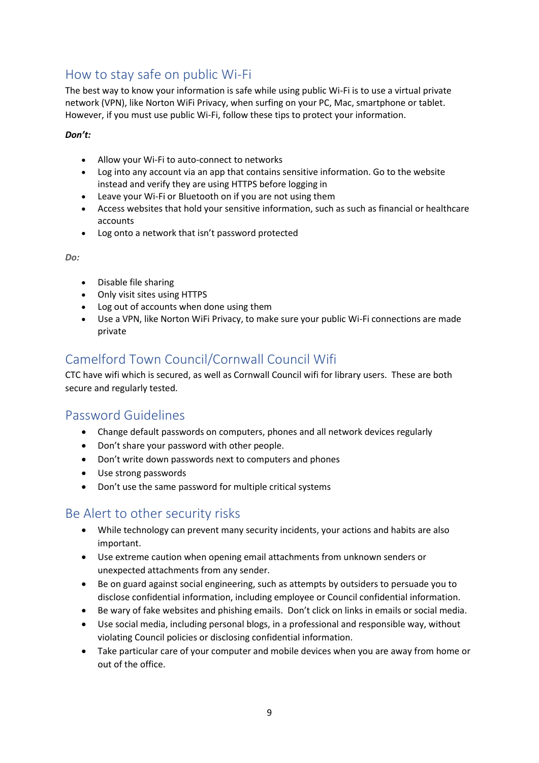## How to stay safe on public Wi-Fi

The best way to know your information is safe while using public Wi-Fi is to use a virtual private network (VPN), like Norton WiFi Privacy, when surfing on your PC, Mac, smartphone or tablet. However, if you must use public Wi-Fi, follow these tips to protect your information.

***Don't:***

- Allow your Wi-Fi to auto-connect to networks
- Log into any account via an app that contains sensitive information. Go to the website instead and verify they are using HTTPS before logging in
- Leave your Wi-Fi or Bluetooth on if you are not using them
- Access websites that hold your sensitive information, such as such as financial or healthcare accounts
- Log onto a network that isn't password protected

***Do:***

- Disable file sharing
- Only visit sites using HTTPS
- Log out of accounts when done using them
- Use a VPN, like Norton WiFi Privacy, to make sure your public Wi-Fi connections are made private

## Camelford Town Council/Cornwall Council Wifi

CTC have wifi which is secured, as well as Cornwall Council wifi for library users. These are both secure and regularly tested.

## Password Guidelines

- Change default passwords on computers, phones and all network devices regularly
- Don't share your password with other people.
- Don't write down passwords next to computers and phones
- Use strong passwords
- Don't use the same password for multiple critical systems

## Be Alert to other security risks

- While technology can prevent many security incidents, your actions and habits are also important.
- Use extreme caution when opening email attachments from unknown senders or unexpected attachments from any sender.
- Be on guard against social engineering, such as attempts by outsiders to persuade you to disclose confidential information, including employee or Council confidential information.
- Be wary of fake websites and phishing emails. Don't click on links in emails or social media.
- Use social media, including personal blogs, in a professional and responsible way, without violating Council policies or disclosing confidential information.
- Take particular care of your computer and mobile devices when you are away from home or out of the office.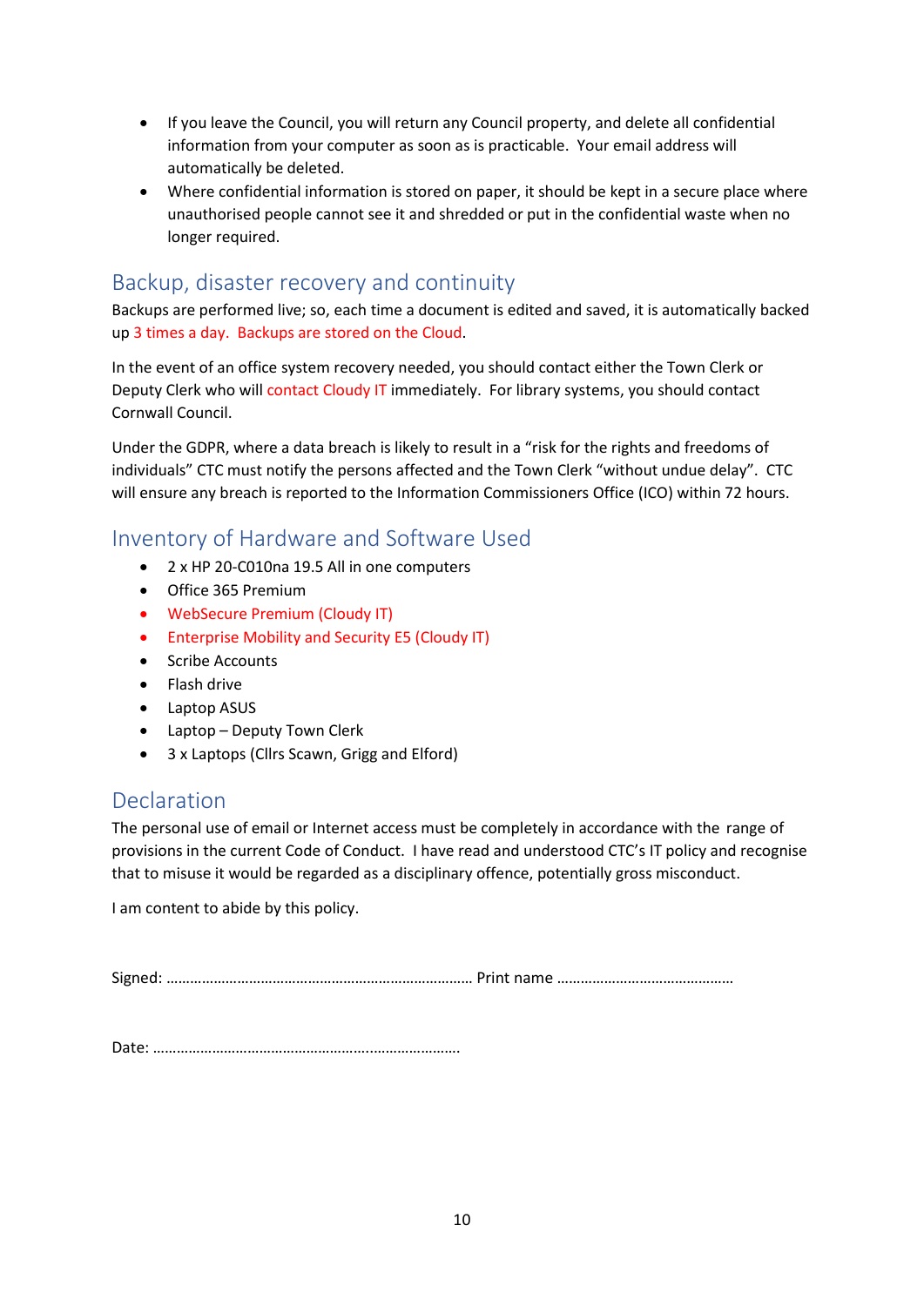- If you leave the Council, you will return any Council property, and delete all confidential information from your computer as soon as is practicable. Your email address will automatically be deleted.
- Where confidential information is stored on paper, it should be kept in a secure place where unauthorised people cannot see it and shredded or put in the confidential waste when no longer required.

## Backup, disaster recovery and continuity

Backups are performed live; so, each time a document is edited and saved, it is automatically backed up 3 times a day. Backups are stored on the Cloud.

In the event of an office system recovery needed, you should contact either the Town Clerk or Deputy Clerk who will contact Cloudy IT immediately. For library systems, you should contact Cornwall Council.

Under the GDPR, where a data breach is likely to result in a "risk for the rights and freedoms of individuals" CTC must notify the persons affected and the Town Clerk "without undue delay". CTC will ensure any breach is reported to the Information Commissioners Office (ICO) within 72 hours.

## Inventory of Hardware and Software Used

- 2 x HP 20-C010na 19.5 All in one computers
- Office 365 Premium
- WebSecure Premium (Cloudy IT)
- Enterprise Mobility and Security E5 (Cloudy IT)
- Scribe Accounts
- Flash drive
- Laptop ASUS
- Laptop – Deputy Town Clerk
- 3 x Laptops (Cllrs Scawn, Grigg and Elford)

## Declaration

The personal use of email or Internet access must be completely in accordance with the range of provisions in the current Code of Conduct. I have read and understood CTC's IT policy and recognise that to misuse it would be regarded as a disciplinary offence, potentially gross misconduct.

I am content to abide by this policy.

Signed: ………………………………………………………………… Print name ………………………………………

Date: ………………………………………………………………….